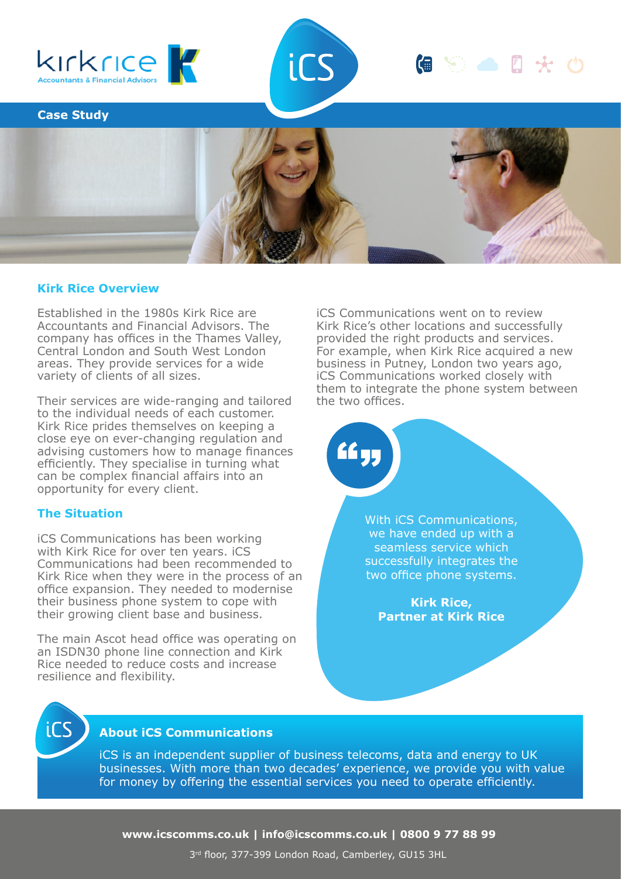Case Study

## Kirk Rice Overview

Established in the 1980s Kirk Rice are Accountants and Financial Advisors. The company has offices in the Thames Valley, Central London and South West London areas. They provide services for a wide variety of clients of all sizes.

Their services are wide-ranging and tailored to the individual needs of each customer. Kirk Rice prides themselves on keeping a close eye on ever-changing regulation and advising customers how to manage finances efficiently. They specialise in turning what can be complex financial affairs into an opportunity for every client.

## The Situation

iCS Communications has been working with Kirk Rice for over ten years. iCS Communications had been recommended to Kirk Rice when they were in the process of an office expansion. They needed to modernise their business phone system to cope with their growing client base and business.

The main Ascot head office was operating on an ISDN30 phone line connection and Kirk Rice needed to reduce costs and increase resilience and flexibility.

iCS Communications went on to review Kirk Rice's other locations and successfully provided the right products and services. For example, when Kirk Rice acquired a new business in Putney, London two years ago, iCS Communications worked closely with them to integrate the phone system between the two offices.

> With iCS Communications, we have ended up with a seamless service which successfully integrates the two office phone systems.
>
> **Kirk Rice, Partner at Kirk Rice**

## About iCS Communications

iCS is an independent supplier of business telecoms, data and energy to UK businesses. With more than two decades' experience, we provide you with value for money by offering the essential services you need to operate efficiently.

**www.icscomms.co.uk | info@icscomms.co.uk | 0800 9 77 88 99**

3rd floor, 377-399 London Road, Camberley, GU15 3HL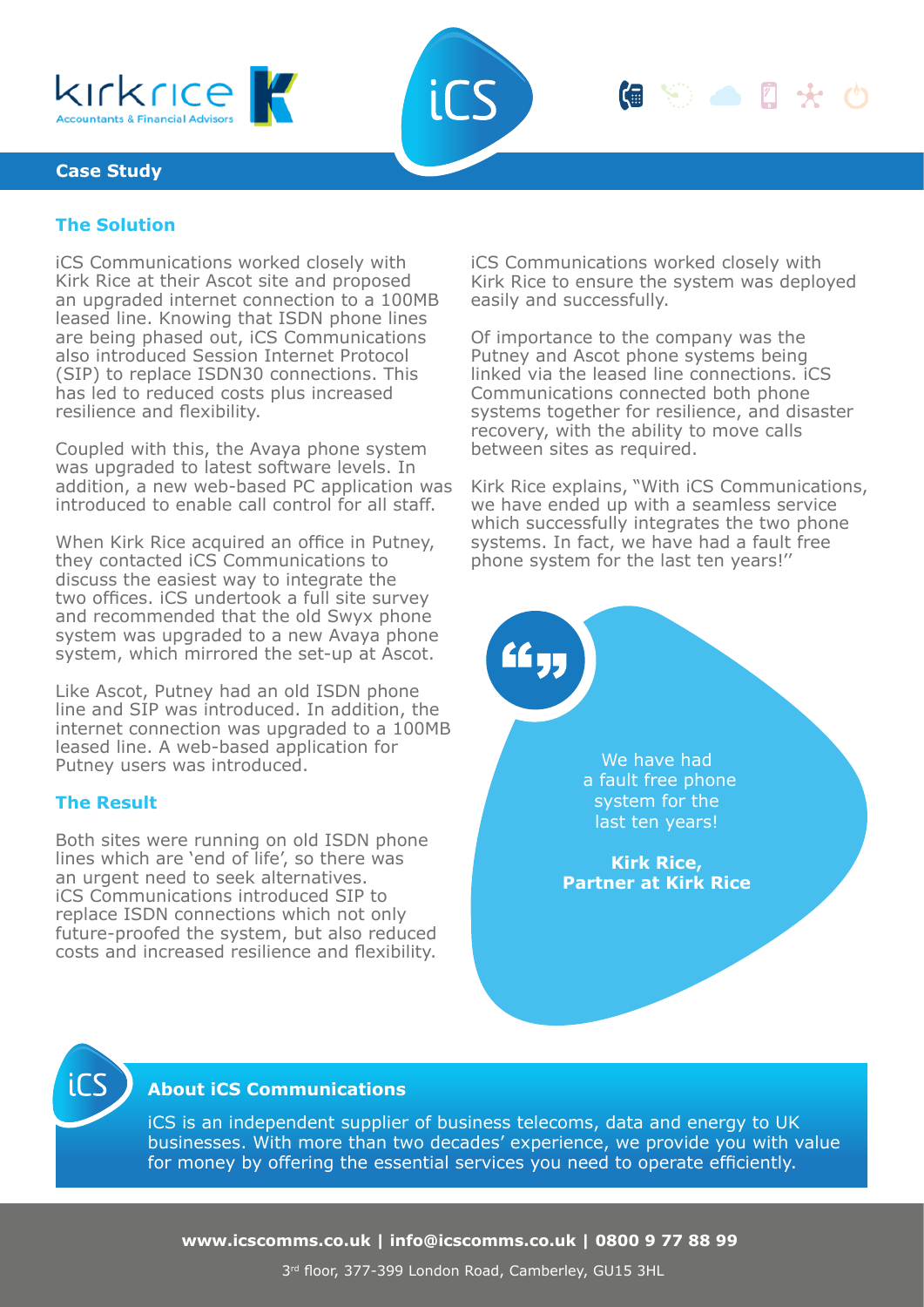**Case Study**

## The Solution

iCS Communications worked closely with Kirk Rice at their Ascot site and proposed an upgraded internet connection to a 100MB leased line. Knowing that ISDN phone lines are being phased out, iCS Communications also introduced Session Internet Protocol (SIP) to replace ISDN30 connections. This has led to reduced costs plus increased resilience and flexibility.

Coupled with this, the Avaya phone system was upgraded to latest software levels. In addition, a new web-based PC application was introduced to enable call control for all staff.

When Kirk Rice acquired an office in Putney, they contacted iCS Communications to discuss the easiest way to integrate the two offices. iCS undertook a full site survey and recommended that the old Swyx phone system was upgraded to a new Avaya phone system, which mirrored the set-up at Ascot.

Like Ascot, Putney had an old ISDN phone line and SIP was introduced. In addition, the internet connection was upgraded to a 100MB leased line. A web-based application for Putney users was introduced.

## The Result

Both sites were running on old ISDN phone lines which are 'end of life', so there was an urgent need to seek alternatives. iCS Communications introduced SIP to replace ISDN connections which not only future-proofed the system, but also reduced costs and increased resilience and flexibility.

iCS Communications worked closely with Kirk Rice to ensure the system was deployed easily and successfully.

Of importance to the company was the Putney and Ascot phone systems being linked via the leased line connections. iCS Communications connected both phone systems together for resilience, and disaster recovery, with the ability to move calls between sites as required.

Kirk Rice explains, "With iCS Communications, we have ended up with a seamless service which successfully integrates the two phone systems. In fact, we have had a fault free phone system for the last ten years!"

> We have had a fault free phone system for the last ten years!
>
> **Kirk Rice, Partner at Kirk Rice**

## About iCS Communications

iCS is an independent supplier of business telecoms, data and energy to UK businesses. With more than two decades' experience, we provide you with value for money by offering the essential services you need to operate efficiently.

**www.icscomms.co.uk | info@icscomms.co.uk | 0800 9 77 88 99**

3rd floor, 377-399 London Road, Camberley, GU15 3HL